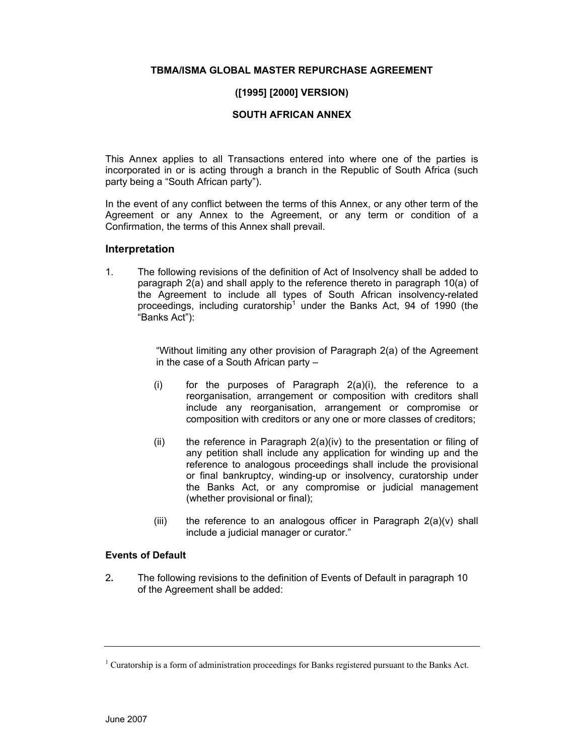**TBMA/ISMA GLOBAL MASTER REPURCHASE AGREEMENT**

**([1995] [2000] VERSION)**

**SOUTH AFRICAN ANNEX**

This Annex applies to all Transactions entered into where one of the parties is incorporated in or is acting through a branch in the Republic of South Africa (such party being a "South African party").

In the event of any conflict between the terms of this Annex, or any other term of the Agreement or any Annex to the Agreement, or any term or condition of a Confirmation, the terms of this Annex shall prevail.

## Interpretation

1. The following revisions of the definition of Act of Insolvency shall be added to paragraph 2(a) and shall apply to the reference thereto in paragraph 10(a) of the Agreement to include all types of South African insolvency-related proceedings, including curatorship[1] under the Banks Act, 94 of 1990 (the "Banks Act"):

   "Without limiting any other provision of Paragraph 2(a) of the Agreement in the case of a South African party –

   (i) for the purposes of Paragraph 2(a)(i), the reference to a reorganisation, arrangement or composition with creditors shall include any reorganisation, arrangement or compromise or composition with creditors or any one or more classes of creditors;

   (ii) the reference in Paragraph 2(a)(iv) to the presentation or filing of any petition shall include any application for winding up and the reference to analogous proceedings shall include the provisional or final bankruptcy, winding-up or insolvency, curatorship under the Banks Act, or any compromise or judicial management (whether provisional or final);

   (iii) the reference to an analogous officer in Paragraph 2(a)(v) shall include a judicial manager or curator."

### Events of Default

2. The following revisions to the definition of Events of Default in paragraph 10 of the Agreement shall be added:

---

[1] Curatorship is a form of administration proceedings for Banks registered pursuant to the Banks Act.

June 2007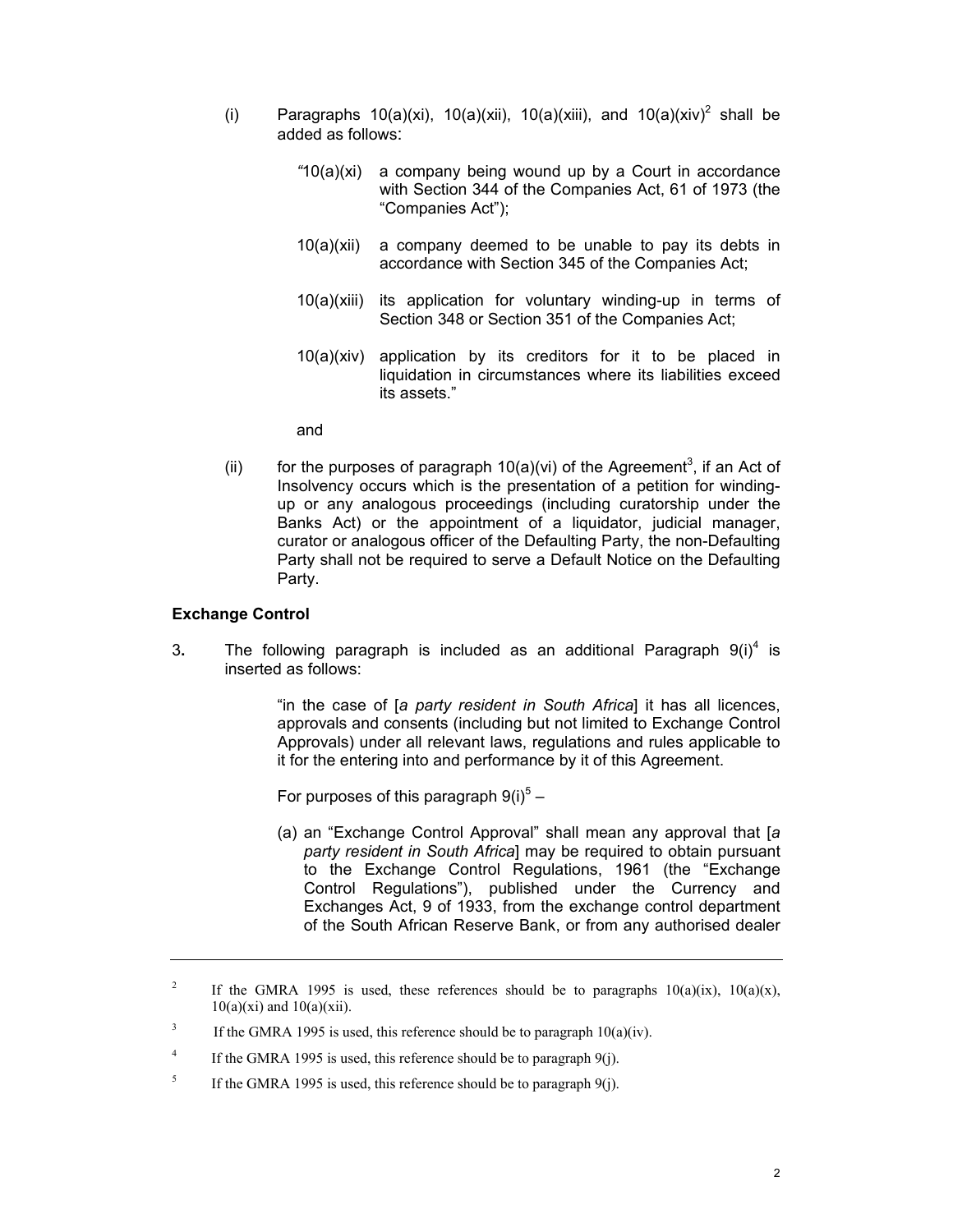(i) Paragraphs 10(a)(xi), 10(a)(xii), 10(a)(xiii), and 10(a)(xiv)[2] shall be added as follows:

> "10(a)(xi) a company being wound up by a Court in accordance with Section 344 of the Companies Act, 61 of 1973 (the "Companies Act");
>
> 10(a)(xii) a company deemed to be unable to pay its debts in accordance with Section 345 of the Companies Act;
>
> 10(a)(xiii) its application for voluntary winding-up in terms of Section 348 or Section 351 of the Companies Act;
>
> 10(a)(xiv) application by its creditors for it to be placed in liquidation in circumstances where its liabilities exceed its assets."

and

(ii) for the purposes of paragraph 10(a)(vi) of the Agreement[3], if an Act of Insolvency occurs which is the presentation of a petition for winding-up or any analogous proceedings (including curatorship under the Banks Act) or the appointment of a liquidator, judicial manager, curator or analogous officer of the Defaulting Party, the non-Defaulting Party shall not be required to serve a Default Notice on the Defaulting Party.

**Exchange Control**

3. The following paragraph is included as an additional Paragraph 9(i)[4] is inserted as follows:

> "in the case of [*a party resident in South Africa*] it has all licences, approvals and consents (including but not limited to Exchange Control Approvals) under all relevant laws, regulations and rules applicable to it for the entering into and performance by it of this Agreement.
>
> For purposes of this paragraph 9(i)[5] –
>
> (a) an "Exchange Control Approval" shall mean any approval that [*a party resident in South Africa*] may be required to obtain pursuant to the Exchange Control Regulations, 1961 (the "Exchange Control Regulations"), published under the Currency and Exchanges Act, 9 of 1933, from the exchange control department of the South African Reserve Bank, or from any authorised dealer

---

[2] If the GMRA 1995 is used, these references should be to paragraphs 10(a)(ix), 10(a)(x), 10(a)(xi) and 10(a)(xii).

[3] If the GMRA 1995 is used, this reference should be to paragraph 10(a)(iv).

[4] If the GMRA 1995 is used, this reference should be to paragraph 9(j).

[5] If the GMRA 1995 is used, this reference should be to paragraph 9(j).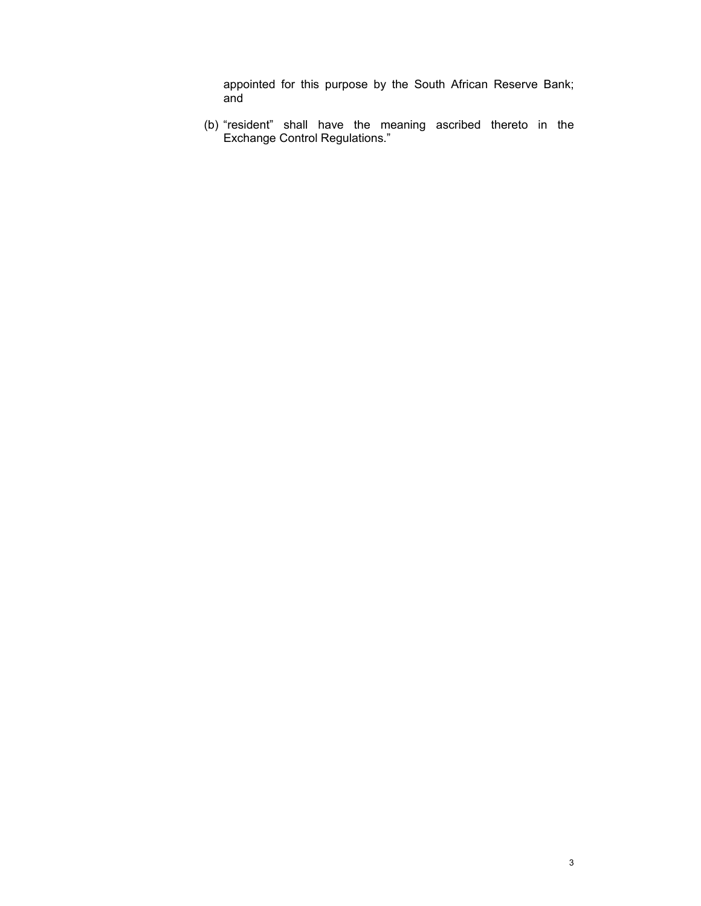appointed for this purpose by the South African Reserve Bank; and

(b) "resident" shall have the meaning ascribed thereto in the Exchange Control Regulations."